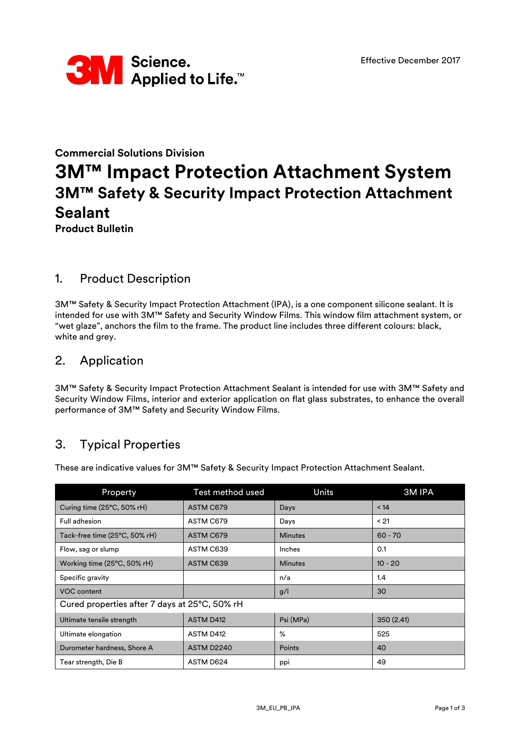Effective December 2017

**Commercial Solutions Division**

# 3M™ Impact Protection Attachment System

## 3M™ Safety & Security Impact Protection Attachment Sealant

**Product Bulletin**

## 1. Product Description

3M™ Safety & Security Impact Protection Attachment (IPA), is a one component silicone sealant. It is intended for use with 3M™ Safety and Security Window Films. This window film attachment system, or "wet glaze", anchors the film to the frame. The product line includes three different colours: black, white and grey.

## 2. Application

3M™ Safety & Security Impact Protection Attachment Sealant is intended for use with 3M™ Safety and Security Window Films, interior and exterior application on flat glass substrates, to enhance the overall performance of 3M™ Safety and Security Window Films.

## 3. Typical Properties

These are indicative values for 3M™ Safety & Security Impact Protection Attachment Sealant.

| Property | Test method used | Units | 3M IPA |
|---|---|---|---|
| Curing time (25°C, 50% rH) | ASTM C679 | Days | < 14 |
| Full adhesion | ASTM C679 | Days | < 21 |
| Tack-free time (25°C, 50% rH) | ASTM C679 | Minutes | 60 - 70 |
| Flow, sag or slump | ASTM C639 | Inches | 0.1 |
| Working time (25°C, 50% rH) | ASTM C639 | Minutes | 10 - 20 |
| Specific gravity | | n/a | 1.4 |
| VOC content | | g/l | 30 |
| Cured properties after 7 days at 25°C, 50% rH | | | |
| Ultimate tensile strength | ASTM D412 | Psi (MPa) | 350 (2.41) |
| Ultimate elongation | ASTM D412 | % | 525 |
| Durometer hardness, Shore A | ASTM D2240 | Points | 40 |
| Tear strength, Die B | ASTM D624 | ppi | 49 |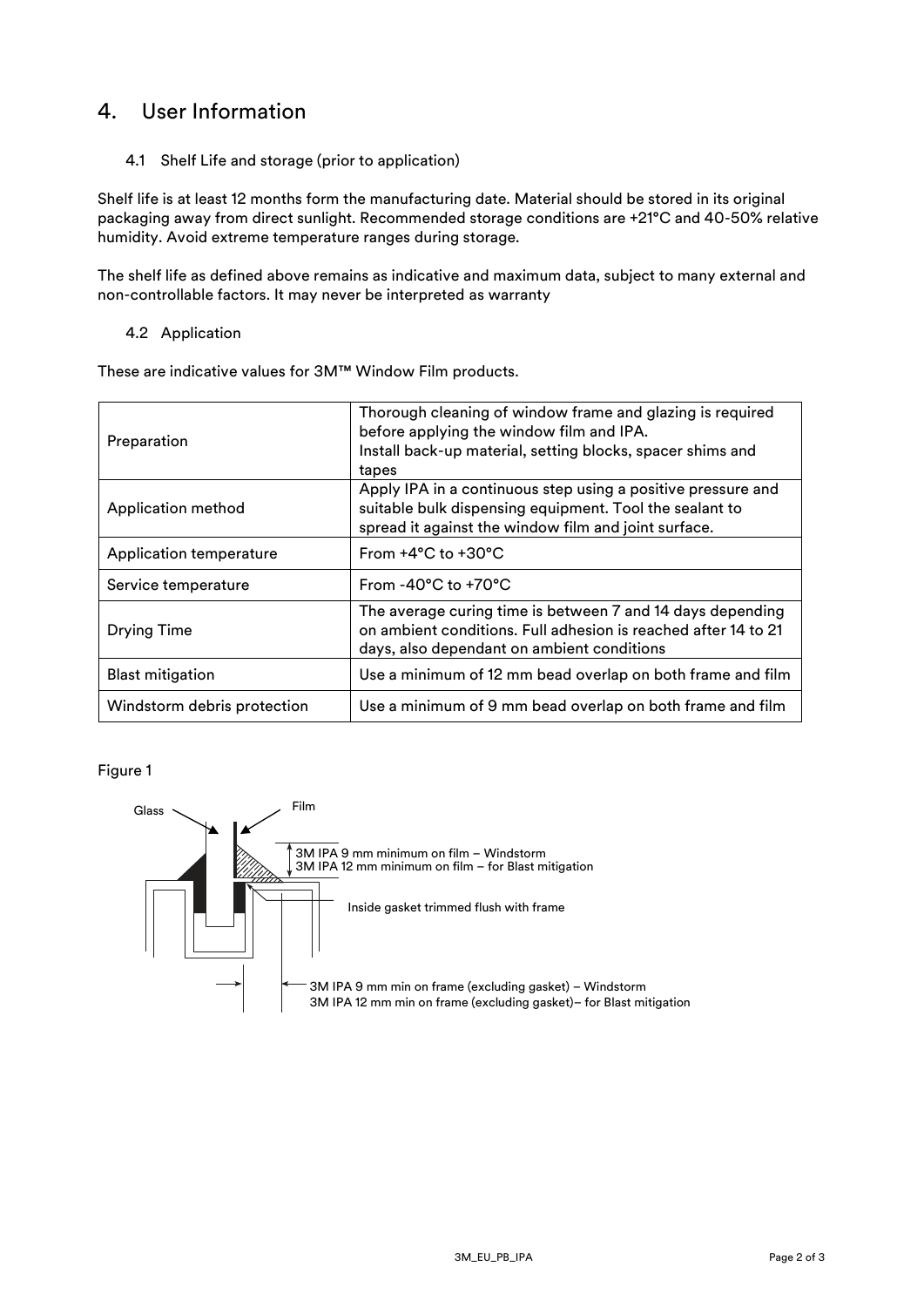## 4. User Information

### 4.1 Shelf Life and storage (prior to application)

Shelf life is at least 12 months form the manufacturing date. Material should be stored in its original packaging away from direct sunlight. Recommended storage conditions are +21°C and 40-50% relative humidity. Avoid extreme temperature ranges during storage.

The shelf life as defined above remains as indicative and maximum data, subject to many external and non-controllable factors. It may never be interpreted as warranty

### 4.2 Application

These are indicative values for 3M™ Window Film products.

| | |
|---|---|
| Preparation | Thorough cleaning of window frame and glazing is required before applying the window film and IPA. Install back-up material, setting blocks, spacer shims and tapes |
| Application method | Apply IPA in a continuous step using a positive pressure and suitable bulk dispensing equipment. Tool the sealant to spread it against the window film and joint surface. |
| Application temperature | From +4°C to +30°C |
| Service temperature | From -40°C to +70°C |
| Drying Time | The average curing time is between 7 and 14 days depending on ambient conditions. Full adhesion is reached after 14 to 21 days, also dependant on ambient conditions |
| Blast mitigation | Use a minimum of 12 mm bead overlap on both frame and film |
| Windstorm debris protection | Use a minimum of 9 mm bead overlap on both frame and film |

Figure 1

Glass

Film

3M IPA 9 mm minimum on film – Windstorm
3M IPA 12 mm minimum on film – for Blast mitigation

Inside gasket trimmed flush with frame

3M IPA 9 mm min on frame (excluding gasket) – Windstorm
3M IPA 12 mm min on frame (excluding gasket)– for Blast mitigation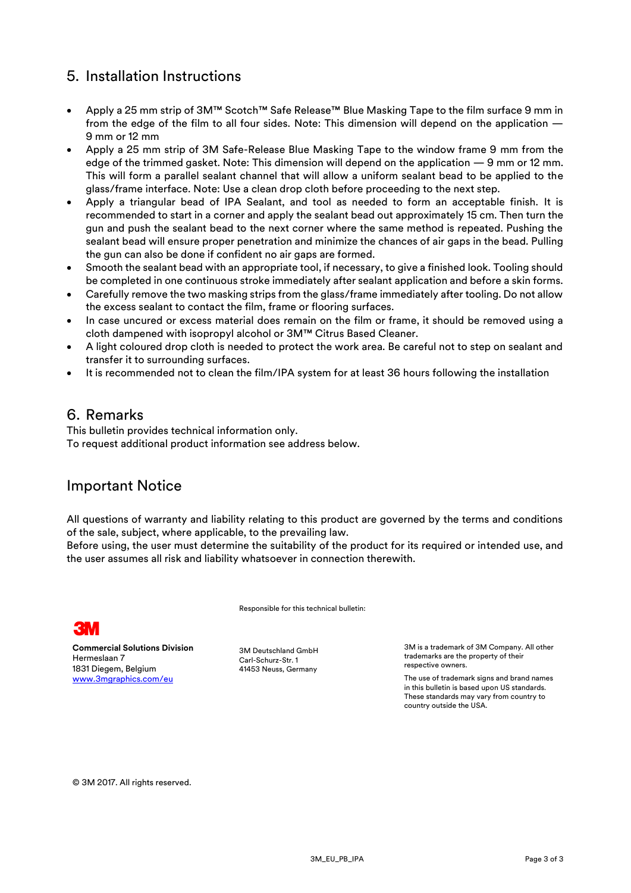## 5. Installation Instructions

- Apply a 25 mm strip of 3M™ Scotch™ Safe Release™ Blue Masking Tape to the film surface 9 mm in from the edge of the film to all four sides. Note: This dimension will depend on the application — 9 mm or 12 mm
- Apply a 25 mm strip of 3M Safe-Release Blue Masking Tape to the window frame 9 mm from the edge of the trimmed gasket. Note: This dimension will depend on the application — 9 mm or 12 mm. This will form a parallel sealant channel that will allow a uniform sealant bead to be applied to the glass/frame interface. Note: Use a clean drop cloth before proceeding to the next step.
- Apply a triangular bead of IPA Sealant, and tool as needed to form an acceptable finish. It is recommended to start in a corner and apply the sealant bead out approximately 15 cm. Then turn the gun and push the sealant bead to the next corner where the same method is repeated. Pushing the sealant bead will ensure proper penetration and minimize the chances of air gaps in the bead. Pulling the gun can also be done if confident no air gaps are formed.
- Smooth the sealant bead with an appropriate tool, if necessary, to give a finished look. Tooling should be completed in one continuous stroke immediately after sealant application and before a skin forms.
- Carefully remove the two masking strips from the glass/frame immediately after tooling. Do not allow the excess sealant to contact the film, frame or flooring surfaces.
- In case uncured or excess material does remain on the film or frame, it should be removed using a cloth dampened with isopropyl alcohol or 3M™ Citrus Based Cleaner.
- A light coloured drop cloth is needed to protect the work area. Be careful not to step on sealant and transfer it to surrounding surfaces.
- It is recommended not to clean the film/IPA system for at least 36 hours following the installation

## 6. Remarks

This bulletin provides technical information only.
To request additional product information see address below.

## Important Notice

All questions of warranty and liability relating to this product are governed by the terms and conditions of the sale, subject, where applicable, to the prevailing law.
Before using, the user must determine the suitability of the product for its required or intended use, and the user assumes all risk and liability whatsoever in connection therewith.

Responsible for this technical bulletin:

3M

**Commercial Solutions Division**
Hermeslaan 7
1831 Diegem, Belgium
www.3mgraphics.com/eu

3M Deutschland GmbH
Carl-Schurz-Str. 1
41453 Neuss, Germany

3M is a trademark of 3M Company. All other trademarks are the property of their respective owners.

The use of trademark signs and brand names in this bulletin is based upon US standards. These standards may vary from country to country outside the USA.

© 3M 2017. All rights reserved.

3M_EU_PB_IPA